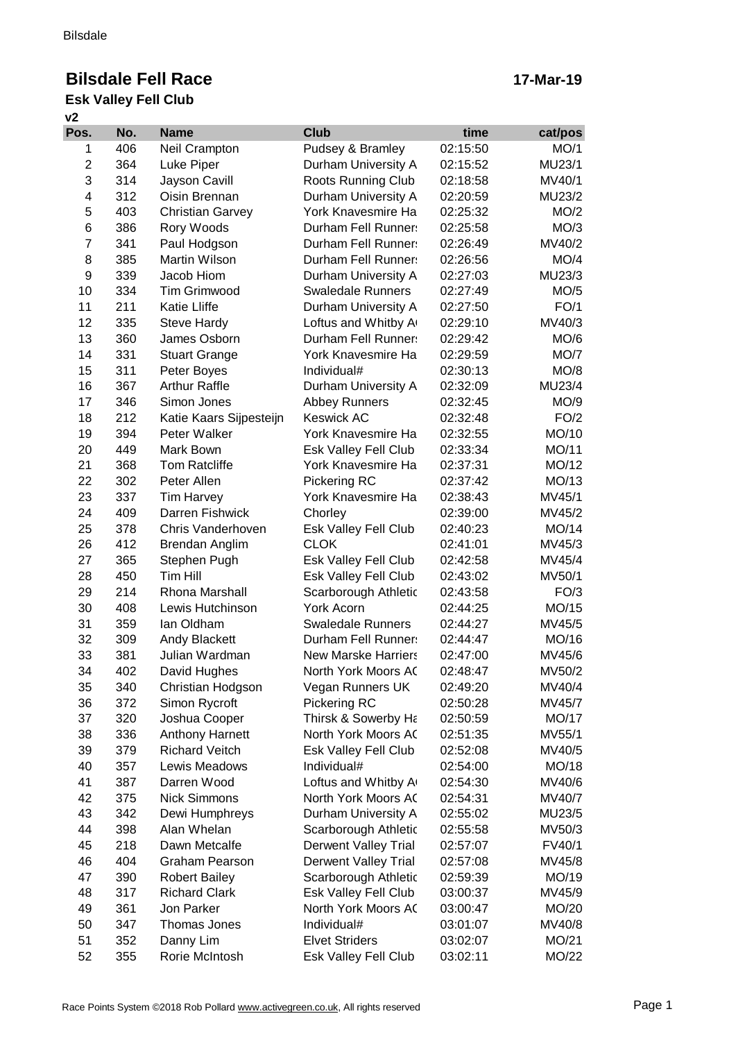# Bilsdale Fell Race

**17-Mar-19**

## Esk Valley Fell Club

**v2**

| Pos. | No. | Name | Club | time | cat/pos |
|---|---|---|---|---|---|
| 1 | 406 | Neil Crampton | Pudsey & Bramley | 02:15:50 | MO/1 |
| 2 | 364 | Luke Piper | Durham University A | 02:15:52 | MU23/1 |
| 3 | 314 | Jayson Cavill | Roots Running Club | 02:18:58 | MV40/1 |
| 4 | 312 | Oisin Brennan | Durham University A | 02:20:59 | MU23/2 |
| 5 | 403 | Christian Garvey | York Knavesmire Ha | 02:25:32 | MO/2 |
| 6 | 386 | Rory Woods | Durham Fell Runner: | 02:25:58 | MO/3 |
| 7 | 341 | Paul Hodgson | Durham Fell Runner: | 02:26:49 | MV40/2 |
| 8 | 385 | Martin Wilson | Durham Fell Runner: | 02:26:56 | MO/4 |
| 9 | 339 | Jacob Hiom | Durham University A | 02:27:03 | MU23/3 |
| 10 | 334 | Tim Grimwood | Swaledale Runners | 02:27:49 | MO/5 |
| 11 | 211 | Katie Lliffe | Durham University A | 02:27:50 | FO/1 |
| 12 | 335 | Steve Hardy | Loftus and Whitby A | 02:29:10 | MV40/3 |
| 13 | 360 | James Osborn | Durham Fell Runner: | 02:29:42 | MO/6 |
| 14 | 331 | Stuart Grange | York Knavesmire Ha | 02:29:59 | MO/7 |
| 15 | 311 | Peter Boyes | Individual# | 02:30:13 | MO/8 |
| 16 | 367 | Arthur Raffle | Durham University A | 02:32:09 | MU23/4 |
| 17 | 346 | Simon Jones | Abbey Runners | 02:32:45 | MO/9 |
| 18 | 212 | Katie Kaars Sijpesteijn | Keswick AC | 02:32:48 | FO/2 |
| 19 | 394 | Peter Walker | York Knavesmire Ha | 02:32:55 | MO/10 |
| 20 | 449 | Mark Bown | Esk Valley Fell Club | 02:33:34 | MO/11 |
| 21 | 368 | Tom Ratcliffe | York Knavesmire Ha | 02:37:31 | MO/12 |
| 22 | 302 | Peter Allen | Pickering RC | 02:37:42 | MO/13 |
| 23 | 337 | Tim Harvey | York Knavesmire Ha | 02:38:43 | MV45/1 |
| 24 | 409 | Darren Fishwick | Chorley | 02:39:00 | MV45/2 |
| 25 | 378 | Chris Vanderhoven | Esk Valley Fell Club | 02:40:23 | MO/14 |
| 26 | 412 | Brendan Anglim | CLOK | 02:41:01 | MV45/3 |
| 27 | 365 | Stephen Pugh | Esk Valley Fell Club | 02:42:58 | MV45/4 |
| 28 | 450 | Tim Hill | Esk Valley Fell Club | 02:43:02 | MV50/1 |
| 29 | 214 | Rhona Marshall | Scarborough Athletic | 02:43:58 | FO/3 |
| 30 | 408 | Lewis Hutchinson | York Acorn | 02:44:25 | MO/15 |
| 31 | 359 | Ian Oldham | Swaledale Runners | 02:44:27 | MV45/5 |
| 32 | 309 | Andy Blackett | Durham Fell Runner: | 02:44:47 | MO/16 |
| 33 | 381 | Julian Wardman | New Marske Harriers | 02:47:00 | MV45/6 |
| 34 | 402 | David Hughes | North York Moors AC | 02:48:47 | MV50/2 |
| 35 | 340 | Christian Hodgson | Vegan Runners UK | 02:49:20 | MV40/4 |
| 36 | 372 | Simon Rycroft | Pickering RC | 02:50:28 | MV45/7 |
| 37 | 320 | Joshua Cooper | Thirsk & Sowerby Ha | 02:50:59 | MO/17 |
| 38 | 336 | Anthony Harnett | North York Moors AC | 02:51:35 | MV55/1 |
| 39 | 379 | Richard Veitch | Esk Valley Fell Club | 02:52:08 | MV40/5 |
| 40 | 357 | Lewis Meadows | Individual# | 02:54:00 | MO/18 |
| 41 | 387 | Darren Wood | Loftus and Whitby A | 02:54:30 | MV40/6 |
| 42 | 375 | Nick Simmons | North York Moors AC | 02:54:31 | MV40/7 |
| 43 | 342 | Dewi Humphreys | Durham University A | 02:55:02 | MU23/5 |
| 44 | 398 | Alan Whelan | Scarborough Athletic | 02:55:58 | MV50/3 |
| 45 | 218 | Dawn Metcalfe | Derwent Valley Trial | 02:57:07 | FV40/1 |
| 46 | 404 | Graham Pearson | Derwent Valley Trial | 02:57:08 | MV45/8 |
| 47 | 390 | Robert Bailey | Scarborough Athletic | 02:59:39 | MO/19 |
| 48 | 317 | Richard Clark | Esk Valley Fell Club | 03:00:37 | MV45/9 |
| 49 | 361 | Jon Parker | North York Moors AC | 03:00:47 | MO/20 |
| 50 | 347 | Thomas Jones | Individual# | 03:01:07 | MV40/8 |
| 51 | 352 | Danny Lim | Elvet Striders | 03:02:07 | MO/21 |
| 52 | 355 | Rorie McIntosh | Esk Valley Fell Club | 03:02:11 | MO/22 |

Race Points System ©2018 Rob Pollard www.activegreen.co.uk, All rights reserved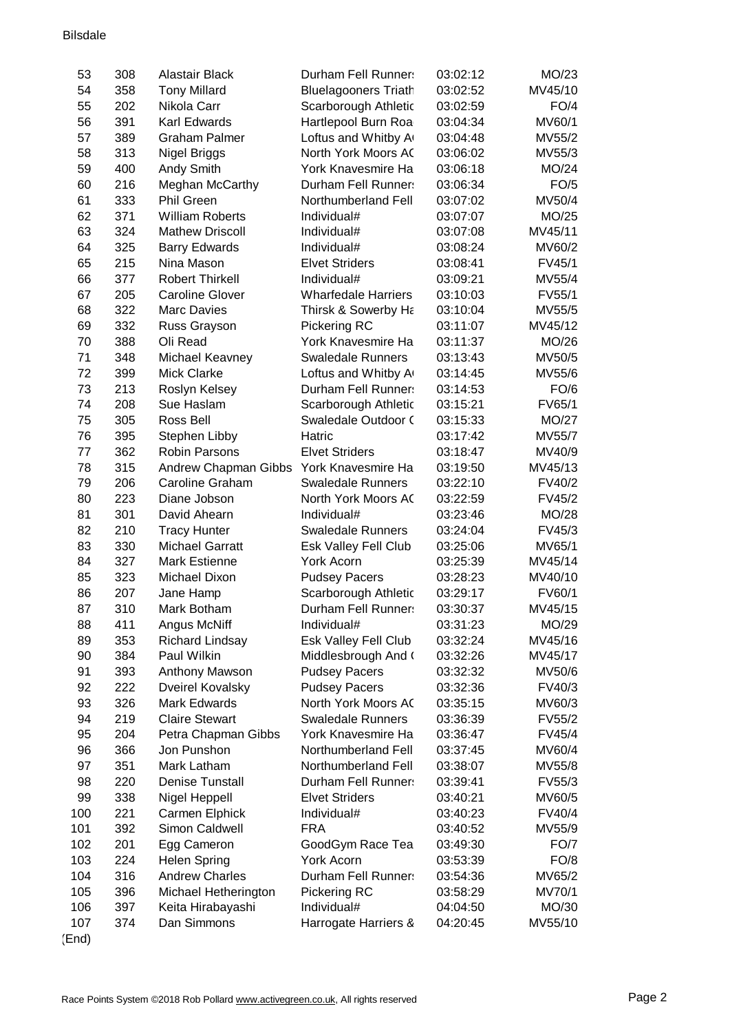Bilsdale

| | | | | | |
|---|---|---|---|---|---|
| 53 | 308 | Alastair Black | Durham Fell Runners | 03:02:12 | MO/23 |
| 54 | 358 | Tony Millard | Bluelagooners Triath | 03:02:52 | MV45/10 |
| 55 | 202 | Nikola Carr | Scarborough Athletic | 03:02:59 | FO/4 |
| 56 | 391 | Karl Edwards | Hartlepool Burn Roa | 03:04:34 | MV60/1 |
| 57 | 389 | Graham Palmer | Loftus and Whitby A | 03:04:48 | MV55/2 |
| 58 | 313 | Nigel Briggs | North York Moors AC | 03:06:02 | MV55/3 |
| 59 | 400 | Andy Smith | York Knavesmire Ha | 03:06:18 | MO/24 |
| 60 | 216 | Meghan McCarthy | Durham Fell Runners | 03:06:34 | FO/5 |
| 61 | 333 | Phil Green | Northumberland Fell | 03:07:02 | MV50/4 |
| 62 | 371 | William Roberts | Individual# | 03:07:07 | MO/25 |
| 63 | 324 | Mathew Driscoll | Individual# | 03:07:08 | MV45/11 |
| 64 | 325 | Barry Edwards | Individual# | 03:08:24 | MV60/2 |
| 65 | 215 | Nina Mason | Elvet Striders | 03:08:41 | FV45/1 |
| 66 | 377 | Robert Thirkell | Individual# | 03:09:21 | MV55/4 |
| 67 | 205 | Caroline Glover | Wharfedale Harriers | 03:10:03 | FV55/1 |
| 68 | 322 | Marc Davies | Thirsk & Sowerby Ha | 03:10:04 | MV55/5 |
| 69 | 332 | Russ Grayson | Pickering RC | 03:11:07 | MV45/12 |
| 70 | 388 | Oli Read | York Knavesmire Ha | 03:11:37 | MO/26 |
| 71 | 348 | Michael Keavney | Swaledale Runners | 03:13:43 | MV50/5 |
| 72 | 399 | Mick Clarke | Loftus and Whitby A | 03:14:45 | MV55/6 |
| 73 | 213 | Roslyn Kelsey | Durham Fell Runners | 03:14:53 | FO/6 |
| 74 | 208 | Sue Haslam | Scarborough Athletic | 03:15:21 | FV65/1 |
| 75 | 305 | Ross Bell | Swaledale Outdoor C | 03:15:33 | MO/27 |
| 76 | 395 | Stephen Libby | Hatric | 03:17:42 | MV55/7 |
| 77 | 362 | Robin Parsons | Elvet Striders | 03:18:47 | MV40/9 |
| 78 | 315 | Andrew Chapman Gibbs | York Knavesmire Ha | 03:19:50 | MV45/13 |
| 79 | 206 | Caroline Graham | Swaledale Runners | 03:22:10 | FV40/2 |
| 80 | 223 | Diane Jobson | North York Moors AC | 03:22:59 | FV45/2 |
| 81 | 301 | David Ahearn | Individual# | 03:23:46 | MO/28 |
| 82 | 210 | Tracy Hunter | Swaledale Runners | 03:24:04 | FV45/3 |
| 83 | 330 | Michael Garratt | Esk Valley Fell Club | 03:25:06 | MV65/1 |
| 84 | 327 | Mark Estienne | York Acorn | 03:25:39 | MV45/14 |
| 85 | 323 | Michael Dixon | Pudsey Pacers | 03:28:23 | MV40/10 |
| 86 | 207 | Jane Hamp | Scarborough Athletic | 03:29:17 | FV60/1 |
| 87 | 310 | Mark Botham | Durham Fell Runners | 03:30:37 | MV45/15 |
| 88 | 411 | Angus McNiff | Individual# | 03:31:23 | MO/29 |
| 89 | 353 | Richard Lindsay | Esk Valley Fell Club | 03:32:24 | MV45/16 |
| 90 | 384 | Paul Wilkin | Middlesbrough And ( | 03:32:26 | MV45/17 |
| 91 | 393 | Anthony Mawson | Pudsey Pacers | 03:32:32 | MV50/6 |
| 92 | 222 | Dveirel Kovalsky | Pudsey Pacers | 03:32:36 | FV40/3 |
| 93 | 326 | Mark Edwards | North York Moors AC | 03:35:15 | MV60/3 |
| 94 | 219 | Claire Stewart | Swaledale Runners | 03:36:39 | FV55/2 |
| 95 | 204 | Petra Chapman Gibbs | York Knavesmire Ha | 03:36:47 | FV45/4 |
| 96 | 366 | Jon Punshon | Northumberland Fell | 03:37:45 | MV60/4 |
| 97 | 351 | Mark Latham | Northumberland Fell | 03:38:07 | MV55/8 |
| 98 | 220 | Denise Tunstall | Durham Fell Runners | 03:39:41 | FV55/3 |
| 99 | 338 | Nigel Heppell | Elvet Striders | 03:40:21 | MV60/5 |
| 100 | 221 | Carmen Elphick | Individual# | 03:40:23 | FV40/4 |
| 101 | 392 | Simon Caldwell | FRA | 03:40:52 | MV55/9 |
| 102 | 201 | Egg Cameron | GoodGym Race Tea | 03:49:30 | FO/7 |
| 103 | 224 | Helen Spring | York Acorn | 03:53:39 | FO/8 |
| 104 | 316 | Andrew Charles | Durham Fell Runners | 03:54:36 | MV65/2 |
| 105 | 396 | Michael Hetherington | Pickering RC | 03:58:29 | MV70/1 |
| 106 | 397 | Keita Hirabayashi | Individual# | 04:04:50 | MO/30 |
| 107 | 374 | Dan Simmons | Harrogate Harriers & | 04:20:45 | MV55/10 |

(End)

Race Points System ©2018 Rob Pollard www.activegreen.co.uk, All rights reserved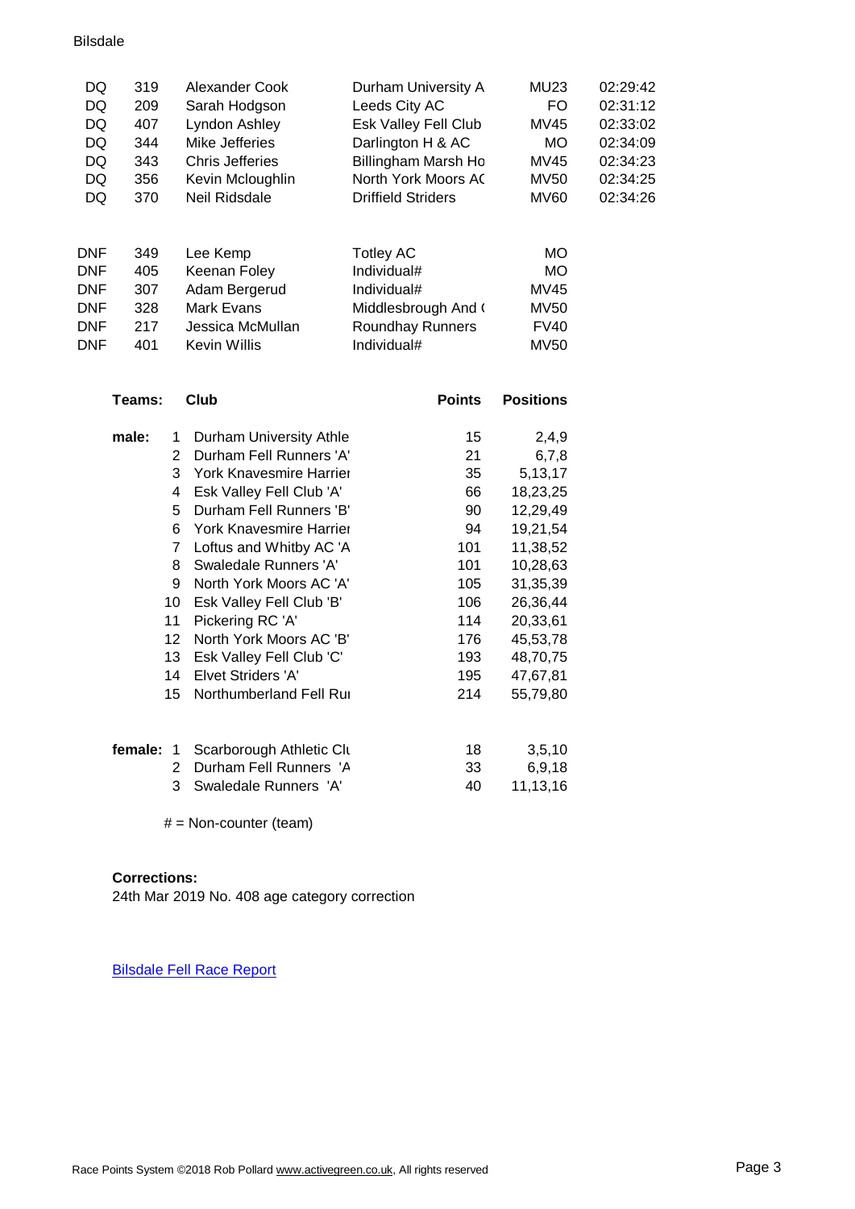Bilsdale

| | | | | | |
|---|---|---|---|---|---|
| DQ | 319 | Alexander Cook | Durham University A | MU23 | 02:29:42 |
| DQ | 209 | Sarah Hodgson | Leeds City AC | FO | 02:31:12 |
| DQ | 407 | Lyndon Ashley | Esk Valley Fell Club | MV45 | 02:33:02 |
| DQ | 344 | Mike Jefferies | Darlington H & AC | MO | 02:34:09 |
| DQ | 343 | Chris Jefferies | Billingham Marsh Ho | MV45 | 02:34:23 |
| DQ | 356 | Kevin Mcloughlin | North York Moors AC | MV50 | 02:34:25 |
| DQ | 370 | Neil Ridsdale | Driffield Striders | MV60 | 02:34:26 |

| | | | | |
|---|---|---|---|---|
| DNF | 349 | Lee Kemp | Totley AC | MO |
| DNF | 405 | Keenan Foley | Individual# | MO |
| DNF | 307 | Adam Bergerud | Individual# | MV45 |
| DNF | 328 | Mark Evans | Middlesbrough And ( | MV50 |
| DNF | 217 | Jessica McMullan | Roundhay Runners | FV40 |
| DNF | 401 | Kevin Willis | Individual# | MV50 |

| Teams: | | Club | Points | Positions |
|---|---|---|---|---|
| male: | 1 | Durham University Athle | 15 | 2,4,9 |
| | 2 | Durham Fell Runners 'A' | 21 | 6,7,8 |
| | 3 | York Knavesmire Harrier | 35 | 5,13,17 |
| | 4 | Esk Valley Fell Club 'A' | 66 | 18,23,25 |
| | 5 | Durham Fell Runners 'B' | 90 | 12,29,49 |
| | 6 | York Knavesmire Harrier | 94 | 19,21,54 |
| | 7 | Loftus and Whitby AC 'A | 101 | 11,38,52 |
| | 8 | Swaledale Runners 'A' | 101 | 10,28,63 |
| | 9 | North York Moors AC 'A' | 105 | 31,35,39 |
| | 10 | Esk Valley Fell Club 'B' | 106 | 26,36,44 |
| | 11 | Pickering RC 'A' | 114 | 20,33,61 |
| | 12 | North York Moors AC 'B' | 176 | 45,53,78 |
| | 13 | Esk Valley Fell Club 'C' | 193 | 48,70,75 |
| | 14 | Elvet Striders 'A' | 195 | 47,67,81 |
| | 15 | Northumberland Fell Rui | 214 | 55,79,80 |
| female: | 1 | Scarborough Athletic Clu | 18 | 3,5,10 |
| | 2 | Durham Fell Runners 'A | 33 | 6,9,18 |
| | 3 | Swaledale Runners 'A' | 40 | 11,13,16 |

# = Non-counter (team)

**Corrections:**
24th Mar 2019 No. 408 age category correction

Bilsdale Fell Race Report